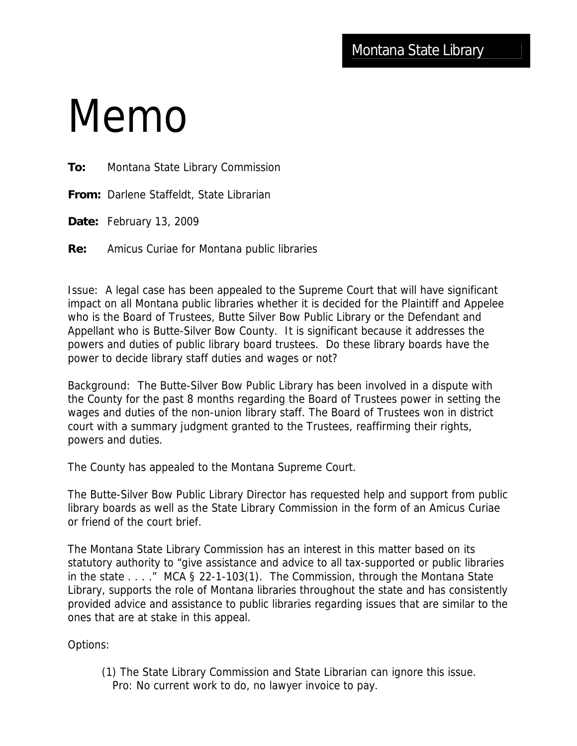Montana State Library

# Memo

**To:** Montana State Library Commission

**From:** Darlene Staffeldt, State Librarian

**Date:** February 13, 2009

**Re:** Amicus Curiae for Montana public libraries

Issue: A legal case has been appealed to the Supreme Court that will have significant impact on all Montana public libraries whether it is decided for the Plaintiff and Appelee who is the Board of Trustees, Butte Silver Bow Public Library or the Defendant and Appellant who is Butte-Silver Bow County. It is significant because it addresses the powers and duties of public library board trustees. Do these library boards have the power to decide library staff duties and wages or not?

Background: The Butte-Silver Bow Public Library has been involved in a dispute with the County for the past 8 months regarding the Board of Trustees power in setting the wages and duties of the non-union library staff. The Board of Trustees won in district court with a summary judgment granted to the Trustees, reaffirming their rights, powers and duties.

The County has appealed to the Montana Supreme Court.

The Butte-Silver Bow Public Library Director has requested help and support from public library boards as well as the State Library Commission in the form of an Amicus Curiae or friend of the court brief.

The Montana State Library Commission has an interest in this matter based on its statutory authority to "give assistance and advice to all tax-supported or public libraries in the state . . . ." MCA § 22-1-103(1). The Commission, through the Montana State Library, supports the role of Montana libraries throughout the state and has consistently provided advice and assistance to public libraries regarding issues that are similar to the ones that are at stake in this appeal.

Options:

(1) The State Library Commission and State Librarian can ignore this issue.
Pro: No current work to do, no lawyer invoice to pay.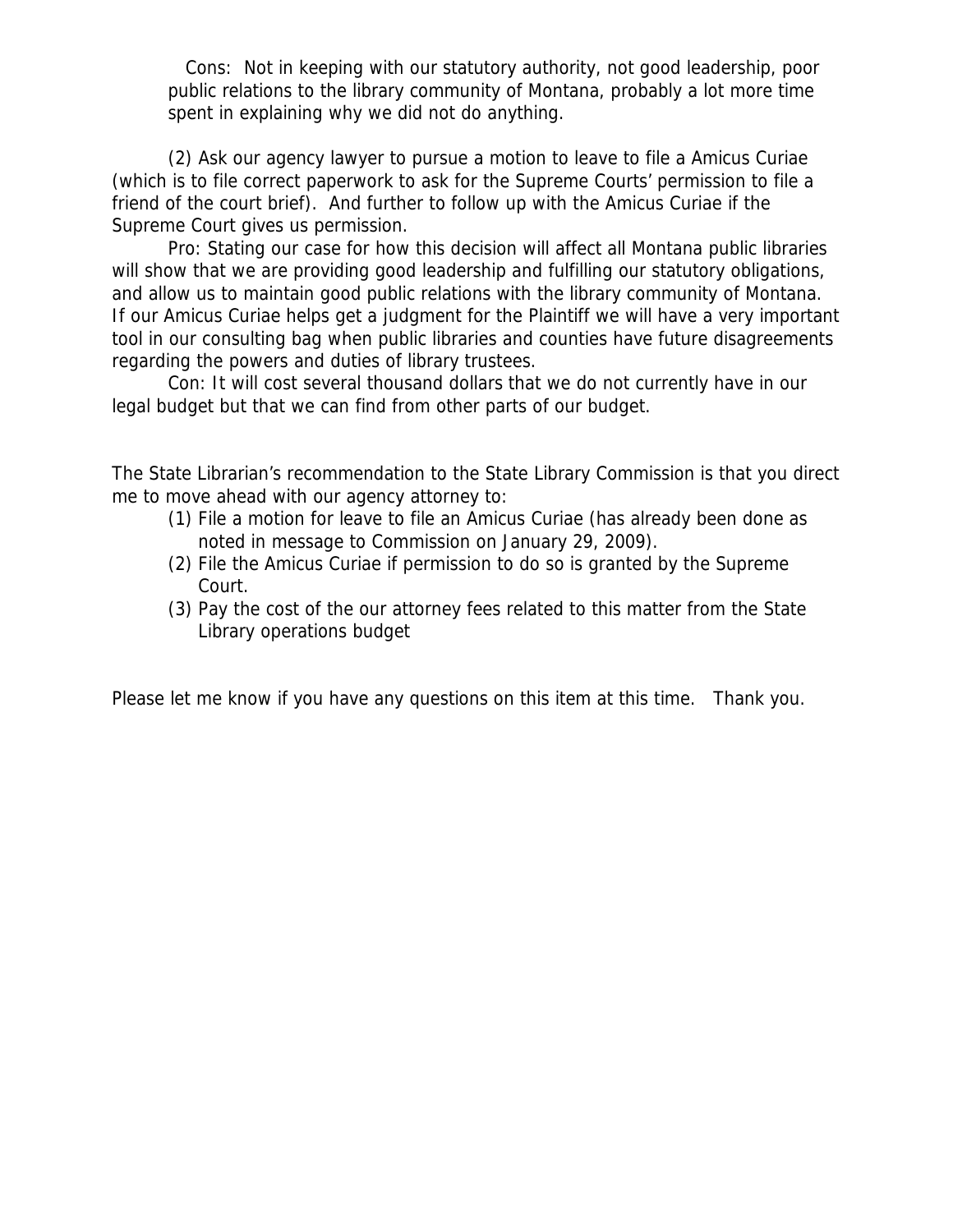Cons: Not in keeping with our statutory authority, not good leadership, poor public relations to the library community of Montana, probably a lot more time spent in explaining why we did not do anything.

(2) Ask our agency lawyer to pursue a motion to leave to file a Amicus Curiae (which is to file correct paperwork to ask for the Supreme Courts' permission to file a friend of the court brief). And further to follow up with the Amicus Curiae if the Supreme Court gives us permission.

Pro: Stating our case for how this decision will affect all Montana public libraries will show that we are providing good leadership and fulfilling our statutory obligations, and allow us to maintain good public relations with the library community of Montana. If our Amicus Curiae helps get a judgment for the Plaintiff we will have a very important tool in our consulting bag when public libraries and counties have future disagreements regarding the powers and duties of library trustees.

Con: It will cost several thousand dollars that we do not currently have in our legal budget but that we can find from other parts of our budget.

The State Librarian's recommendation to the State Library Commission is that you direct me to move ahead with our agency attorney to:

(1) File a motion for leave to file an Amicus Curiae (has already been done as noted in message to Commission on January 29, 2009).
(2) File the Amicus Curiae if permission to do so is granted by the Supreme Court.
(3) Pay the cost of the our attorney fees related to this matter from the State Library operations budget

Please let me know if you have any questions on this item at this time. Thank you.